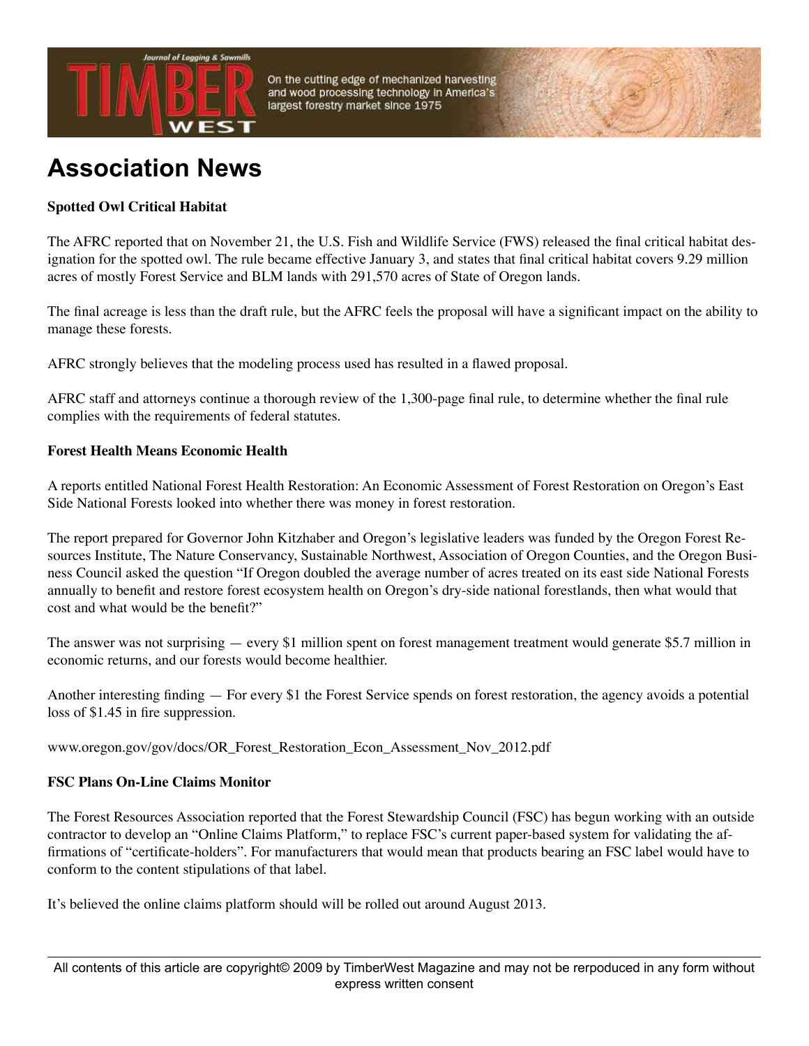# Association News

**Spotted Owl Critical Habitat**

The AFRC reported that on November 21, the U.S. Fish and Wildlife Service (FWS) released the final critical habitat designation for the spotted owl. The rule became effective January 3, and states that final critical habitat covers 9.29 million acres of mostly Forest Service and BLM lands with 291,570 acres of State of Oregon lands.

The final acreage is less than the draft rule, but the AFRC feels the proposal will have a significant impact on the ability to manage these forests.

AFRC strongly believes that the modeling process used has resulted in a flawed proposal.

AFRC staff and attorneys continue a thorough review of the 1,300-page final rule, to determine whether the final rule complies with the requirements of federal statutes.

**Forest Health Means Economic Health**

A reports entitled National Forest Health Restoration: An Economic Assessment of Forest Restoration on Oregon's East Side National Forests looked into whether there was money in forest restoration.

The report prepared for Governor John Kitzhaber and Oregon's legislative leaders was funded by the Oregon Forest Resources Institute, The Nature Conservancy, Sustainable Northwest, Association of Oregon Counties, and the Oregon Business Council asked the question "If Oregon doubled the average number of acres treated on its east side National Forests annually to benefit and restore forest ecosystem health on Oregon's dry-side national forestlands, then what would that cost and what would be the benefit?"

The answer was not surprising — every $1 million spent on forest management treatment would generate $5.7 million in economic returns, and our forests would become healthier.

Another interesting finding — For every $1 the Forest Service spends on forest restoration, the agency avoids a potential loss of $1.45 in fire suppression.

www.oregon.gov/gov/docs/OR_Forest_Restoration_Econ_Assessment_Nov_2012.pdf

**FSC Plans On-Line Claims Monitor**

The Forest Resources Association reported that the Forest Stewardship Council (FSC) has begun working with an outside contractor to develop an "Online Claims Platform," to replace FSC's current paper-based system for validating the affirmations of "certificate-holders". For manufacturers that would mean that products bearing an FSC label would have to conform to the content stipulations of that label.

It's believed the online claims platform should will be rolled out around August 2013.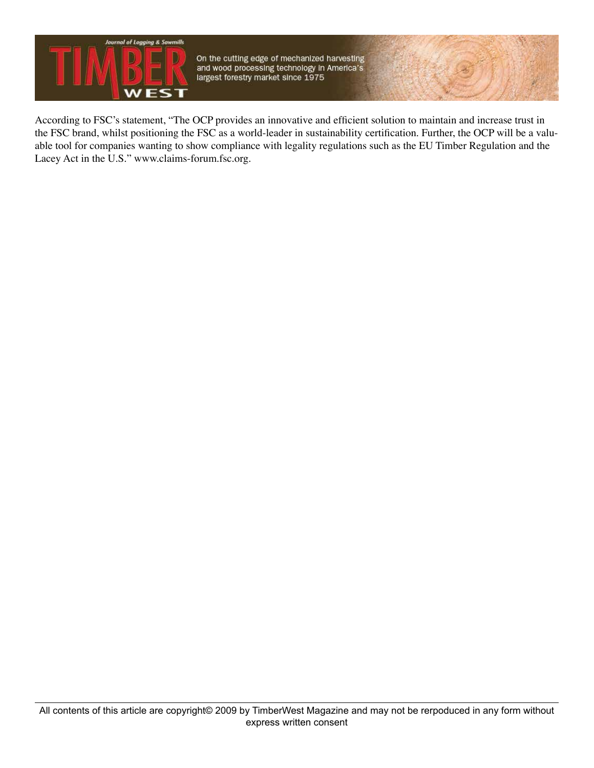According to FSC's statement, "The OCP provides an innovative and efficient solution to maintain and increase trust in the FSC brand, whilst positioning the FSC as a world-leader in sustainability certification. Further, the OCP will be a valuable tool for companies wanting to show compliance with legality regulations such as the EU Timber Regulation and the Lacey Act in the U.S." www.claims-forum.fsc.org.